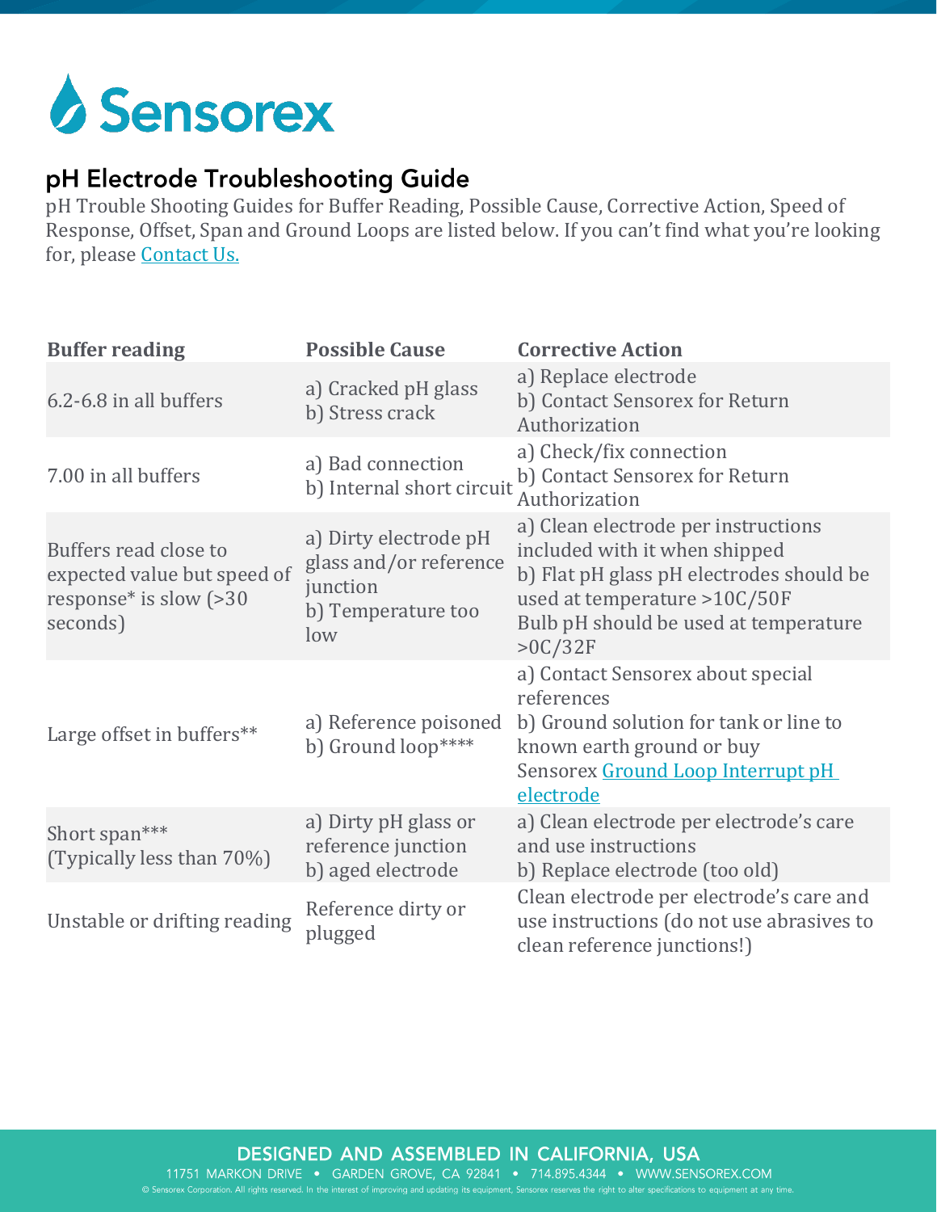# Sensorex

## pH Electrode Troubleshooting Guide

pH Trouble Shooting Guides for Buffer Reading, Possible Cause, Corrective Action, Speed of Response, Offset, Span and Ground Loops are listed below. If you can't find what you're looking for, please [Contact Us.](#)

| Buffer reading | Possible Cause | Corrective Action |
|---|---|---|
| 6.2-6.8 in all buffers | a) Cracked pH glass<br>b) Stress crack | a) Replace electrode<br>b) Contact Sensorex for Return Authorization |
| 7.00 in all buffers | a) Bad connection<br>b) Internal short circuit | a) Check/fix connection<br>b) Contact Sensorex for Return Authorization |
| Buffers read close to expected value but speed of response* is slow (>30 seconds) | a) Dirty electrode pH glass and/or reference junction<br>b) Temperature too low | a) Clean electrode per instructions included with it when shipped<br>b) Flat pH glass pH electrodes should be used at temperature >10C/50F<br>Bulb pH should be used at temperature >0C/32F |
| Large offset in buffers** | a) Reference poisoned<br>b) Ground loop**** | a) Contact Sensorex about special references<br>b) Ground solution for tank or line to known earth ground or buy Sensorex [Ground Loop Interrupt pH electrode](#) |
| Short span***<br>(Typically less than 70%) | a) Dirty pH glass or reference junction<br>b) aged electrode | a) Clean electrode per electrode's care and use instructions<br>b) Replace electrode (too old) |
| Unstable or drifting reading | Reference dirty or plugged | Clean electrode per electrode's care and use instructions (do not use abrasives to clean reference junctions!) |

DESIGNED AND ASSEMBLED IN CALIFORNIA, USA

11751 MARKON DRIVE • GARDEN GROVE, CA 92841 • 714.895.4344 • WWW.SENSOREX.COM

© Sensorex Corporation. All rights reserved. In the interest of improving and updating its equipment, Sensorex reserves the right to alter specifications to equipment at any time.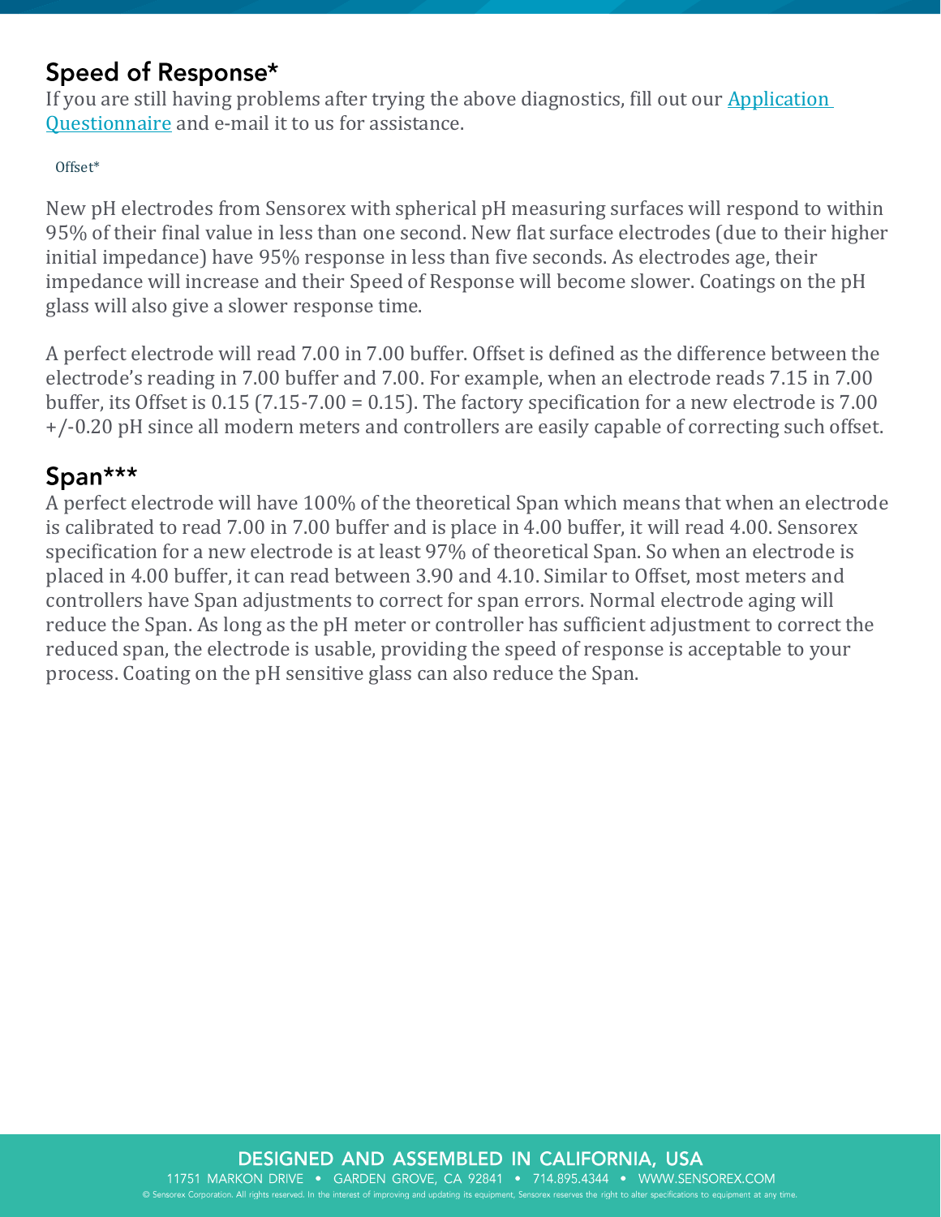## Speed of Response*

If you are still having problems after trying the above diagnostics, fill out our Application Questionnaire and e-mail it to us for assistance.

Offset*

New pH electrodes from Sensorex with spherical pH measuring surfaces will respond to within 95% of their final value in less than one second. New flat surface electrodes (due to their higher initial impedance) have 95% response in less than five seconds. As electrodes age, their impedance will increase and their Speed of Response will become slower. Coatings on the pH glass will also give a slower response time.

A perfect electrode will read 7.00 in 7.00 buffer. Offset is defined as the difference between the electrode's reading in 7.00 buffer and 7.00. For example, when an electrode reads 7.15 in 7.00 buffer, its Offset is 0.15 (7.15-7.00 = 0.15). The factory specification for a new electrode is 7.00 +/-0.20 pH since all modern meters and controllers are easily capable of correcting such offset.

## Span***

A perfect electrode will have 100% of the theoretical Span which means that when an electrode is calibrated to read 7.00 in 7.00 buffer and is place in 4.00 buffer, it will read 4.00. Sensorex specification for a new electrode is at least 97% of theoretical Span. So when an electrode is placed in 4.00 buffer, it can read between 3.90 and 4.10. Similar to Offset, most meters and controllers have Span adjustments to correct for span errors. Normal electrode aging will reduce the Span. As long as the pH meter or controller has sufficient adjustment to correct the reduced span, the electrode is usable, providing the speed of response is acceptable to your process. Coating on the pH sensitive glass can also reduce the Span.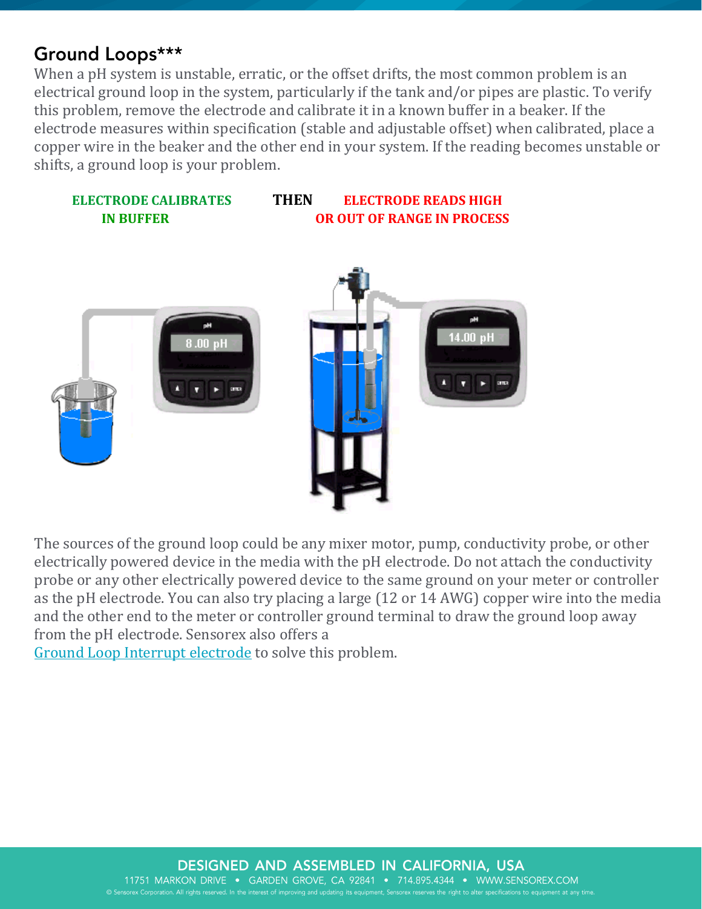## Ground Loops***

When a pH system is unstable, erratic, or the offset drifts, the most common problem is an electrical ground loop in the system, particularly if the tank and/or pipes are plastic. To verify this problem, remove the electrode and calibrate it in a known buffer in a beaker. If the electrode measures within specification (stable and adjustable offset) when calibrated, place a copper wire in the beaker and the other end in your system. If the reading becomes unstable or shifts, a ground loop is your problem.

**ELECTRODE CALIBRATES IN BUFFER** **THEN** **ELECTRODE READS HIGH OR OUT OF RANGE IN PROCESS**

8.00 pH

14.00 pH

The sources of the ground loop could be any mixer motor, pump, conductivity probe, or other electrically powered device in the media with the pH electrode. Do not attach the conductivity probe or any other electrically powered device to the same ground on your meter or controller as the pH electrode. You can also try placing a large (12 or 14 AWG) copper wire into the media and the other end to the meter or controller ground terminal to draw the ground loop away from the pH electrode. Sensorex also offers a Ground Loop Interrupt electrode to solve this problem.